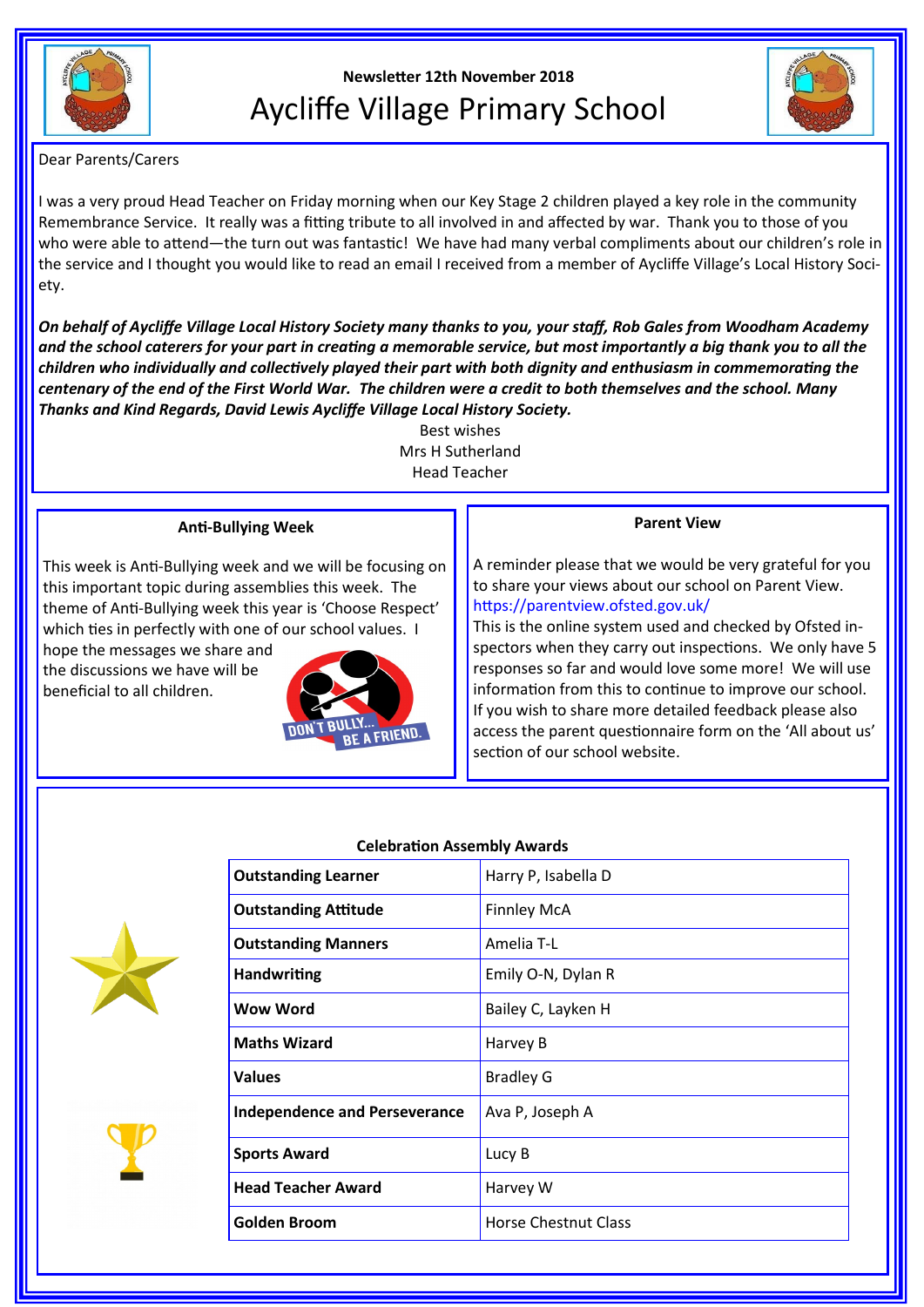Newsletter 12th November 2018

# Aycliffe Village Primary School

Dear Parents/Carers

I was a very proud Head Teacher on Friday morning when our Key Stage 2 children played a key role in the community Remembrance Service. It really was a fitting tribute to all involved in and affected by war. Thank you to those of you who were able to attend—the turn out was fantastic! We have had many verbal compliments about our children's role in the service and I thought you would like to read an email I received from a member of Aycliffe Village's Local History Society.

***On behalf of Aycliffe Village Local History Society many thanks to you, your staff, Rob Gales from Woodham Academy and the school caterers for your part in creating a memorable service, but most importantly a big thank you to all the children who individually and collectively played their part with both dignity and enthusiasm in commemorating the centenary of the end of the First World War. The children were a credit to both themselves and the school. Many Thanks and Kind Regards, David Lewis Aycliffe Village Local History Society.***

Best wishes
Mrs H Sutherland
Head Teacher

## Anti-Bullying Week

This week is Anti-Bullying week and we will be focusing on this important topic during assemblies this week. The theme of Anti-Bullying week this year is 'Choose Respect' which ties in perfectly with one of our school values. I hope the messages we share and the discussions we have will be beneficial to all children.

DON'T BULLY... BE A FRIEND.

## Parent View

A reminder please that we would be very grateful for you to share your views about our school on Parent View. https://parentview.ofsted.gov.uk/
This is the online system used and checked by Ofsted inspectors when they carry out inspections. We only have 5 responses so far and would love some more! We will use information from this to continue to improve our school. If you wish to share more detailed feedback please also access the parent questionnaire form on the 'All about us' section of our school website.

## Celebration Assembly Awards

| Award | Recipient(s) |
|---|---|
| **Outstanding Learner** | Harry P, Isabella D |
| **Outstanding Attitude** | Finnley McA |
| **Outstanding Manners** | Amelia T-L |
| **Handwriting** | Emily O-N, Dylan R |
| **Wow Word** | Bailey C, Layken H |
| **Maths Wizard** | Harvey B |
| **Values** | Bradley G |
| **Independence and Perseverance** | Ava P, Joseph A |
| **Sports Award** | Lucy B |
| **Head Teacher Award** | Harvey W |
| **Golden Broom** | Horse Chestnut Class |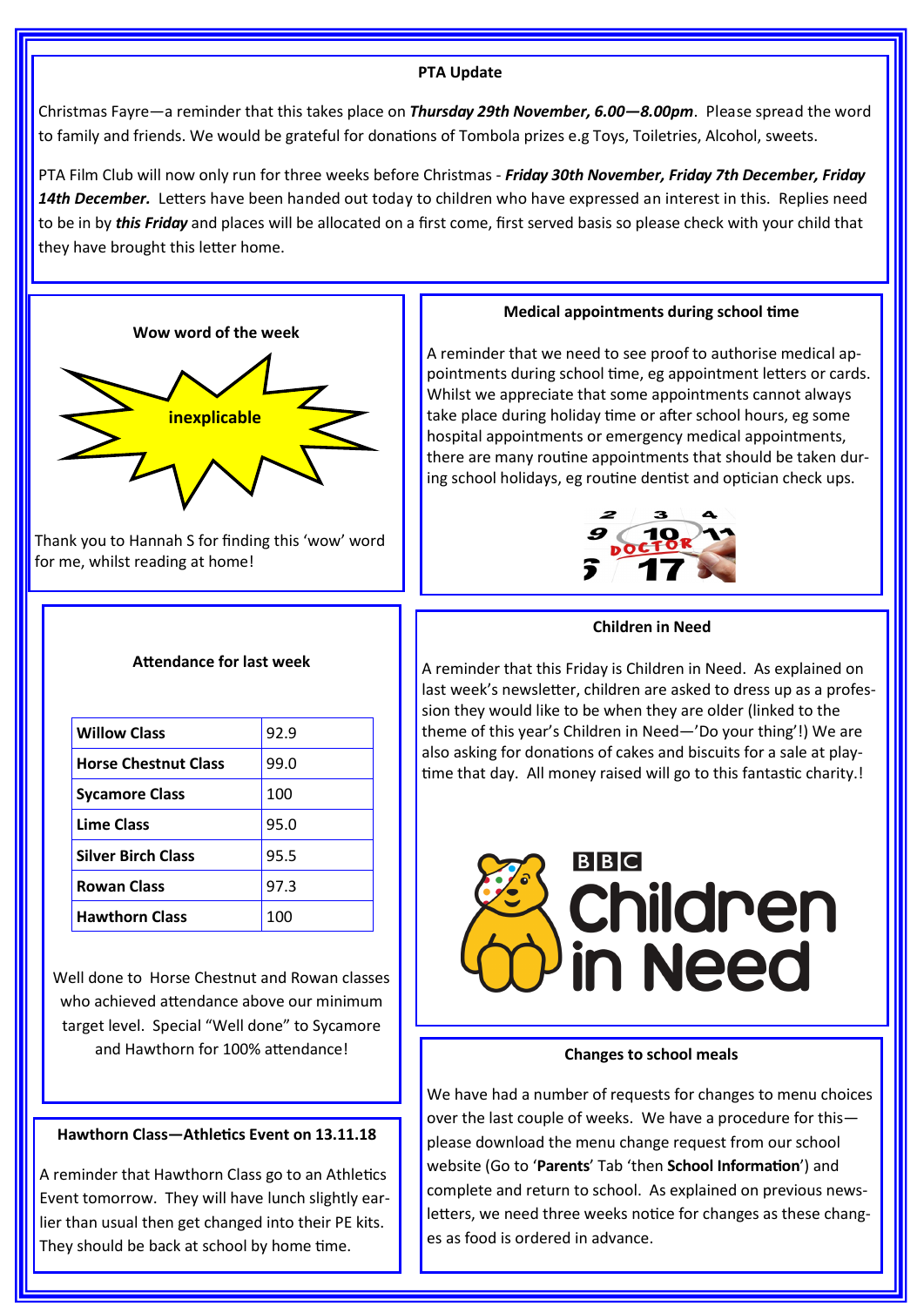## PTA Update

Christmas Fayre—a reminder that this takes place on ***Thursday 29th November, 6.00—8.00pm***. Please spread the word to family and friends. We would be grateful for donations of Tombola prizes e.g Toys, Toiletries, Alcohol, sweets.

PTA Film Club will now only run for three weeks before Christmas - ***Friday 30th November, Friday 7th December, Friday 14th December.*** Letters have been handed out today to children who have expressed an interest in this. Replies need to be in by ***this Friday*** and places will be allocated on a first come, first served basis so please check with your child that they have brought this letter home.

## Wow word of the week

**inexplicable**

Thank you to Hannah S for finding this 'wow' word for me, whilst reading at home!

## Medical appointments during school time

A reminder that we need to see proof to authorise medical appointments during school time, eg appointment letters or cards. Whilst we appreciate that some appointments cannot always take place during holiday time or after school hours, eg some hospital appointments or emergency medical appointments, there are many routine appointments that should be taken during school holidays, eg routine dentist and optician check ups.

## Attendance for last week

| | |
|---|---|
| **Willow Class** | 92.9 |
| **Horse Chestnut Class** | 99.0 |
| **Sycamore Class** | 100 |
| **Lime Class** | 95.0 |
| **Silver Birch Class** | 95.5 |
| **Rowan Class** | 97.3 |
| **Hawthorn Class** | 100 |

Well done to Horse Chestnut and Rowan classes who achieved attendance above our minimum target level. Special "Well done" to Sycamore and Hawthorn for 100% attendance!

## Children in Need

A reminder that this Friday is Children in Need. As explained on last week's newsletter, children are asked to dress up as a profession they would like to be when they are older (linked to the theme of this year's Children in Need—'Do your thing'!) We are also asking for donations of cakes and biscuits for a sale at playtime that day. All money raised will go to this fantastic charity.!

## Hawthorn Class—Athletics Event on 13.11.18

A reminder that Hawthorn Class go to an Athletics Event tomorrow. They will have lunch slightly earlier than usual then get changed into their PE kits. They should be back at school by home time.

## Changes to school meals

We have had a number of requests for changes to menu choices over the last couple of weeks. We have a procedure for this—please download the menu change request from our school website (Go to '**Parents**' Tab 'then **School Information**') and complete and return to school. As explained on previous newsletters, we need three weeks notice for changes as these changes as food is ordered in advance.